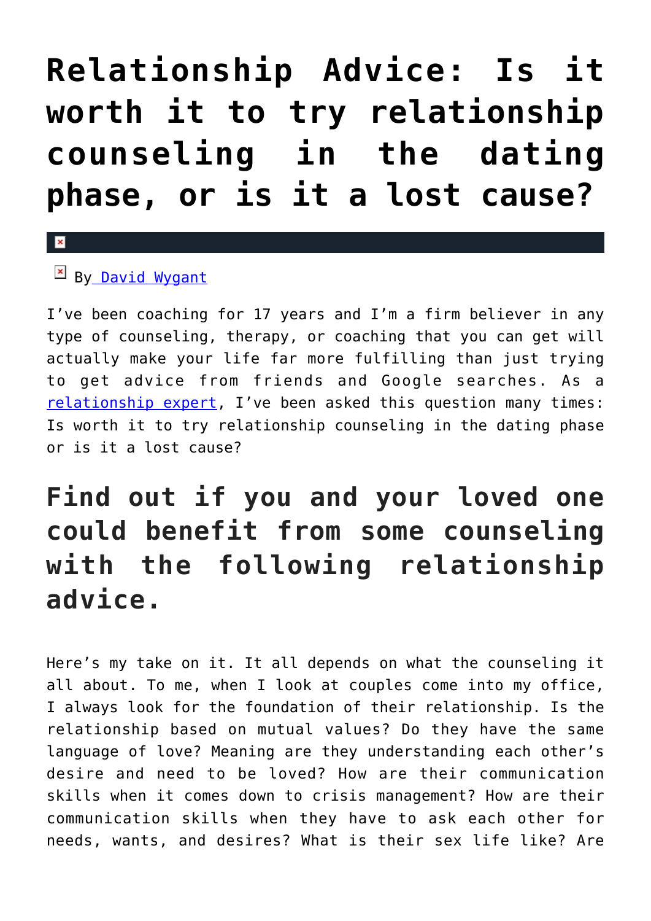# Relationship Advice: Is it worth it to try relationship counseling in the dating phase, or is it a lost cause?

By David Wygant

I've been coaching for 17 years and I'm a firm believer in any type of counseling, therapy, or coaching that you can get will actually make your life far more fulfilling than just trying to get advice from friends and Google searches. As a relationship expert, I've been asked this question many times: Is worth it to try relationship counseling in the dating phase or is it a lost cause?

## Find out if you and your loved one could benefit from some counseling with the following relationship advice.

Here's my take on it. It all depends on what the counseling it all about. To me, when I look at couples come into my office, I always look for the foundation of their relationship. Is the relationship based on mutual values? Do they have the same language of love? Meaning are they understanding each other's desire and need to be loved? How are their communication skills when it comes down to crisis management? How are their communication skills when they have to ask each other for needs, wants, and desires? What is their sex life like? Are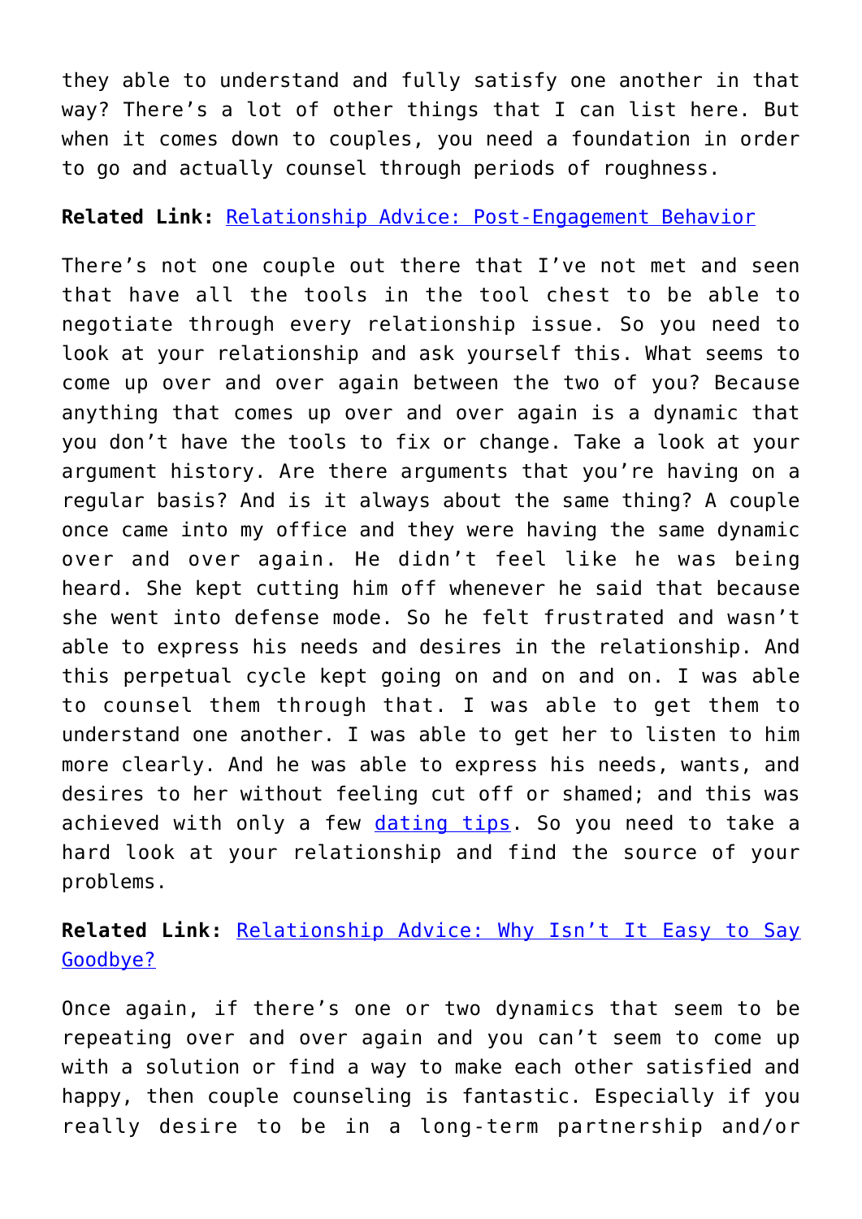they able to understand and fully satisfy one another in that way? There's a lot of other things that I can list here. But when it comes down to couples, you need a foundation in order to go and actually counsel through periods of roughness.

**Related Link:** [Relationship Advice: Post-Engagement Behavior]()

There's not one couple out there that I've not met and seen that have all the tools in the tool chest to be able to negotiate through every relationship issue. So you need to look at your relationship and ask yourself this. What seems to come up over and over again between the two of you? Because anything that comes up over and over again is a dynamic that you don't have the tools to fix or change. Take a look at your argument history. Are there arguments that you're having on a regular basis? And is it always about the same thing? A couple once came into my office and they were having the same dynamic over and over again. He didn't feel like he was being heard. She kept cutting him off whenever he said that because she went into defense mode. So he felt frustrated and wasn't able to express his needs and desires in the relationship. And this perpetual cycle kept going on and on and on. I was able to counsel them through that. I was able to get them to understand one another. I was able to get her to listen to him more clearly. And he was able to express his needs, wants, and desires to her without feeling cut off or shamed; and this was achieved with only a few [dating tips](). So you need to take a hard look at your relationship and find the source of your problems.

**Related Link:** [Relationship Advice: Why Isn't It Easy to Say Goodbye?]()

Once again, if there's one or two dynamics that seem to be repeating over and over again and you can't seem to come up with a solution or find a way to make each other satisfied and happy, then couple counseling is fantastic. Especially if you really desire to be in a long-term partnership and/or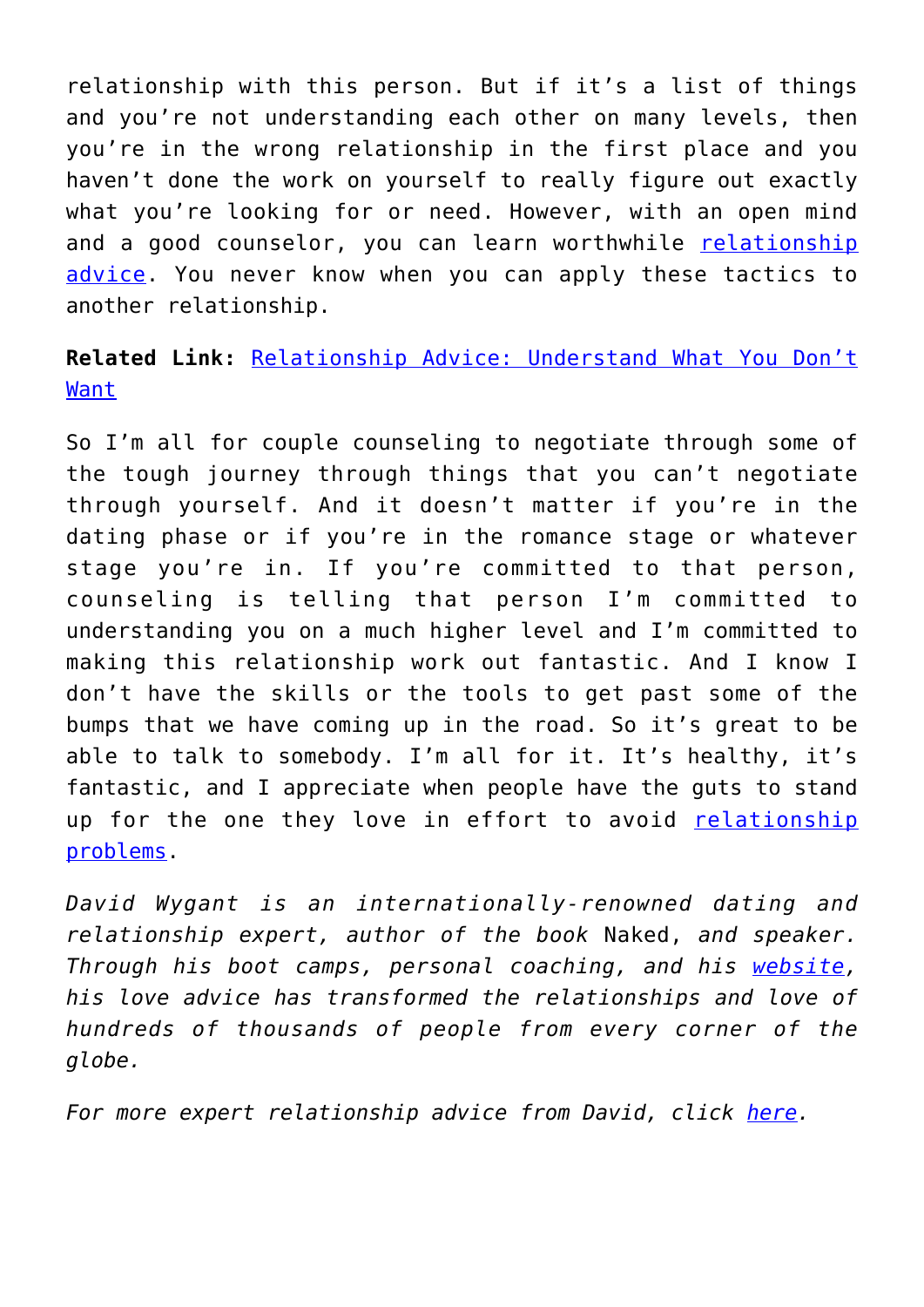relationship with this person. But if it's a list of things and you're not understanding each other on many levels, then you're in the wrong relationship in the first place and you haven't done the work on yourself to really figure out exactly what you're looking for or need. However, with an open mind and a good counselor, you can learn worthwhile relationship advice. You never know when you can apply these tactics to another relationship.

**Related Link:** Relationship Advice: Understand What You Don't Want

So I'm all for couple counseling to negotiate through some of the tough journey through things that you can't negotiate through yourself. And it doesn't matter if you're in the dating phase or if you're in the romance stage or whatever stage you're in. If you're committed to that person, counseling is telling that person I'm committed to understanding you on a much higher level and I'm committed to making this relationship work out fantastic. And I know I don't have the skills or the tools to get past some of the bumps that we have coming up in the road. So it's great to be able to talk to somebody. I'm all for it. It's healthy, it's fantastic, and I appreciate when people have the guts to stand up for the one they love in effort to avoid relationship problems.

*David Wygant is an internationally-renowned dating and relationship expert, author of the book* Naked, *and speaker. Through his boot camps, personal coaching, and his website, his love advice has transformed the relationships and love of hundreds of thousands of people from every corner of the globe.*

*For more expert relationship advice from David, click here.*